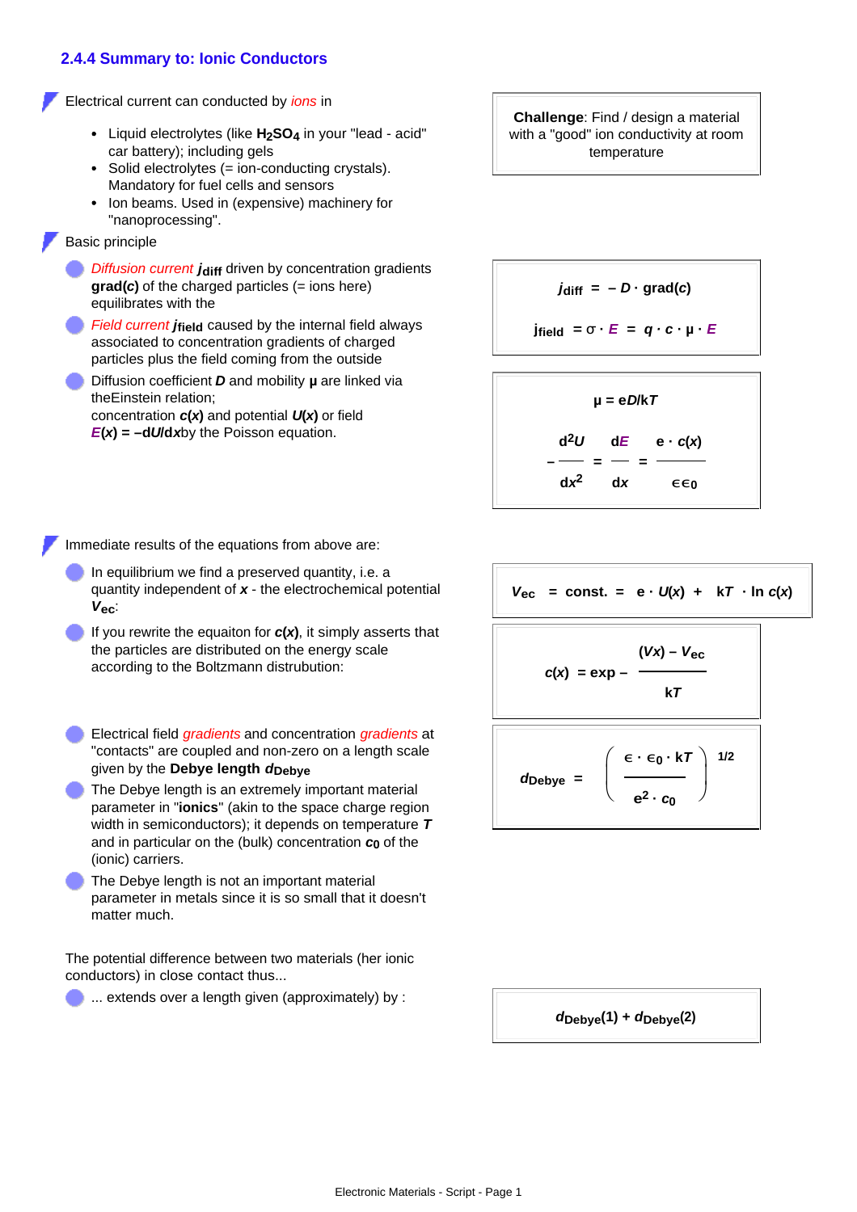### 2.4.4 Summary to: Ionic Conductors

Electrical current can conducted by *ions* in

- Liquid electrolytes (like $H_2SO_4$ in your "lead - acid" car battery); including gels
- Solid electrolytes (= ion-conducting crystals). Mandatory for fuel cells and sensors
- Ion beams. Used in (expensive) machinery for "nanoprocessing".

**Challenge**: Find / design a material with a "good" ion conductivity at room temperature

Basic principle

- *Diffusion current* $j_{diff}$ driven by concentration gradients **grad(*c*)** of the charged particles (= ions here) equilibrates with the
- *Field current* $j_{field}$ caused by the internal field always associated to concentration gradients of charged particles plus the field coming from the outside

$$j_{diff} = -D \cdot \text{grad}(c)$$

$$j_{field} = \sigma \cdot E = q \cdot c \cdot \mu \cdot E$$

- Diffusion coefficient $D$ and mobility $\mu$ are linked via theEinstein relation; concentration $c(x)$ and potential $U(x)$ or field $E(x) = -dU/dx$by the Poisson equation.

$$\mu = eD/kT$$

$$-\frac{d^2U}{dx^2} = \frac{dE}{dx} = \frac{e \cdot c(x)}{\epsilon\epsilon_0}$$

Immediate results of the equations from above are:

- In equilibrium we find a preserved quantity, i.e. a quantity independent of $x$ - the electrochemical potential $V_{ec}$:

$$V_{ec} = \text{const.} = e \cdot U(x) + kT \cdot \ln c(x)$$

- If you rewrite the equaiton for $c(x)$, it simply asserts that the particles are distributed on the energy scale according to the Boltzmann distrubution:

$$c(x) = \exp - \frac{(Vx) - V_{ec}}{kT}$$

- Electrical field *gradients* and concentration *gradients* at "contacts" are coupled and non-zero on a length scale given by the **Debye length** $d_{Debye}$
- The Debye length is an extremely important material parameter in "**ionics**" (akin to the space charge region width in semiconductors); it depends on temperature $T$ and in particular on the (bulk) concentration $c_0$ of the (ionic) carriers.
- The Debye length is not an important material parameter in metals since it is so small that it doesn't matter much.

$$d_{Debye} = \left(\frac{\epsilon \cdot \epsilon_0 \cdot kT}{e^2 \cdot c_0}\right)^{1/2}$$

The potential difference between two materials (her ionic conductors) in close contact thus...

- ... extends over a length given (approximately) by :

$$d_{Debye}(1) + d_{Debye}(2)$$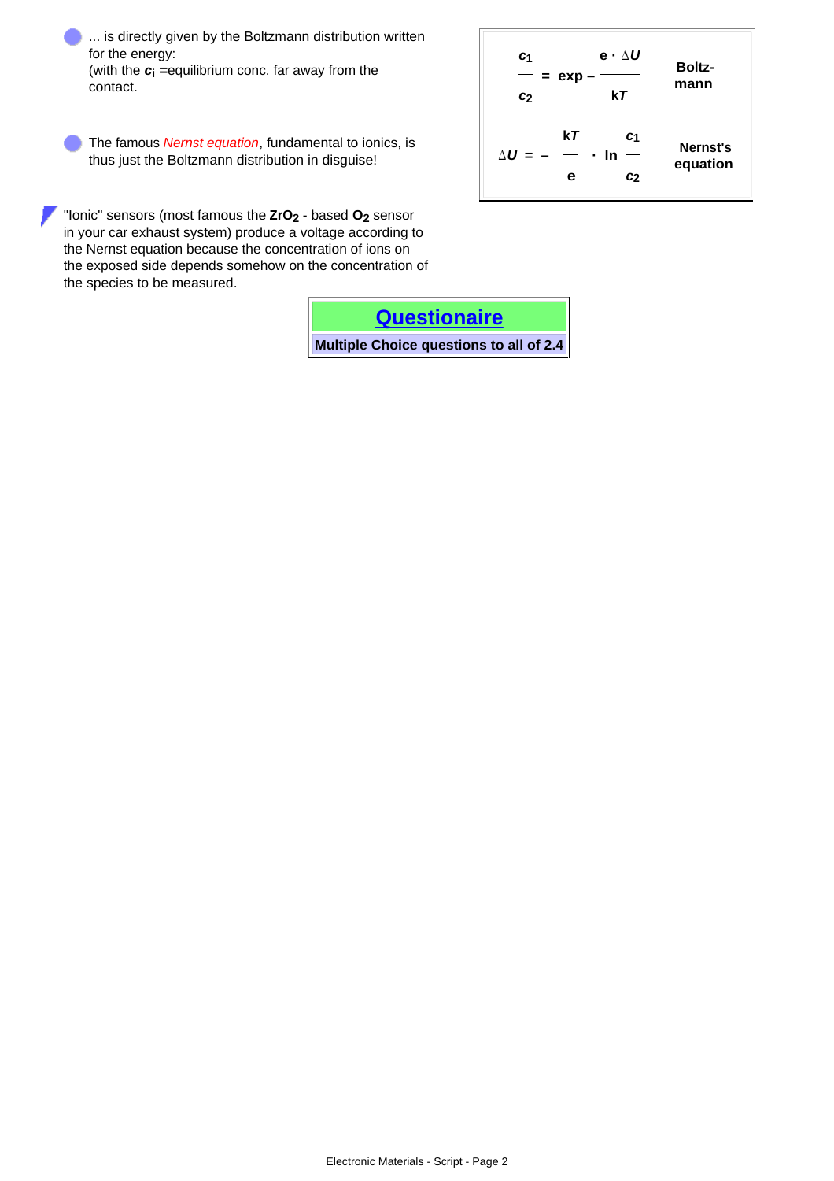- ... is directly given by the Boltzmann distribution written for the energy:
(with the $c_i$ =equilibrium conc. far away from the contact.

- The famous *Nernst equation*, fundamental to ionics, is thus just the Boltzmann distribution in disguise!

$$\frac{c_1}{c_2} = \exp -\frac{e \cdot \Delta U}{kT} \quad \textbf{Boltzmann}$$

$$\Delta U = -\frac{kT}{e} \cdot \ln \frac{c_1}{c_2} \quad \textbf{Nernst's equation}$$

"Ionic" sensors (most famous the $ZrO_2$ - based $O_2$ sensor in your car exhaust system) produce a voltage according to the Nernst equation because the concentration of ions on the exposed side depends somehow on the concentration of the species to be measured.

| **Questionaire** |
|---|
| **Multiple Choice questions to all of 2.4** |